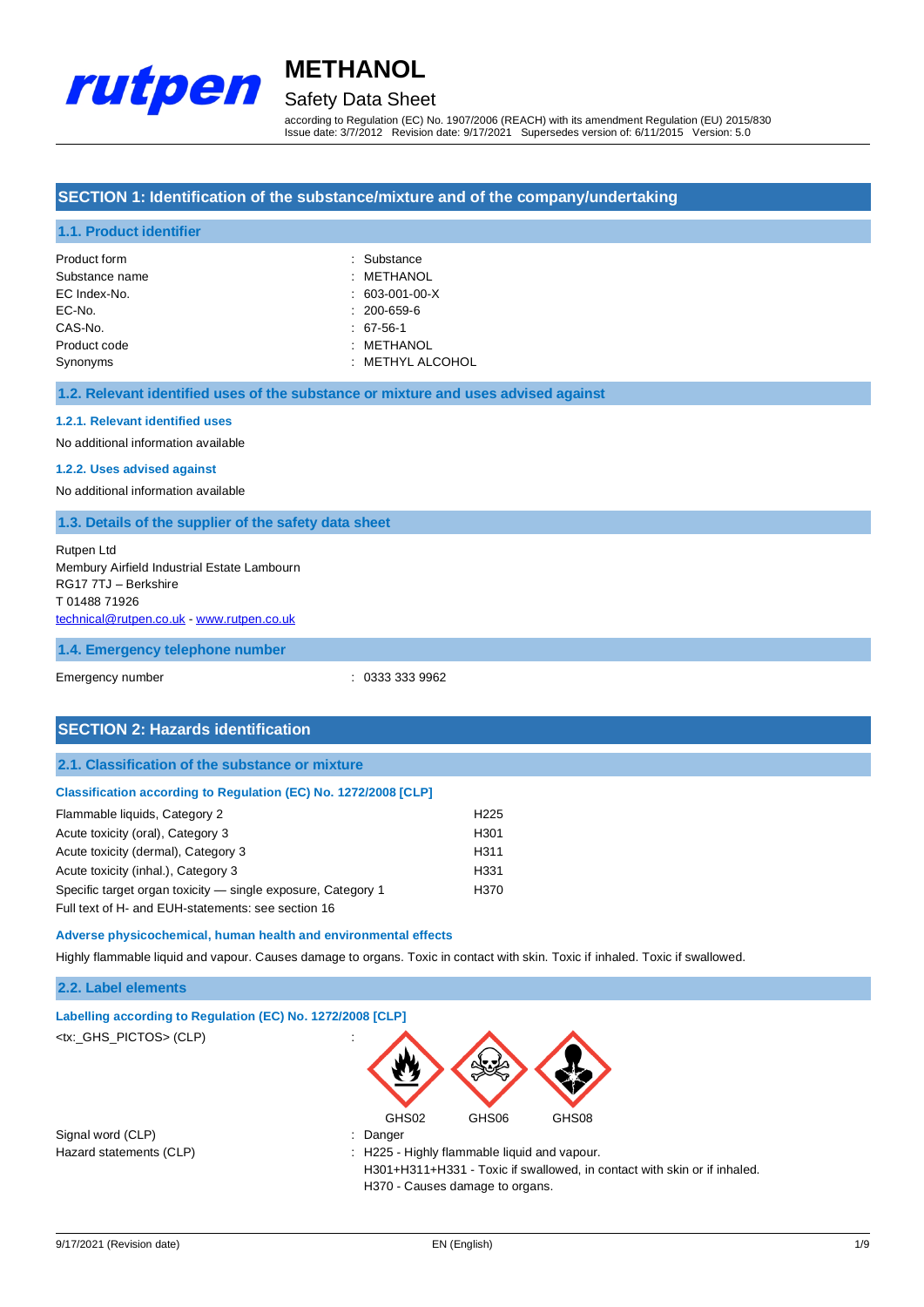# METHANOL

## Safety Data Sheet

according to Regulation (EC) No. 1907/2006 (REACH) with its amendment Regulation (EU) 2015/830
Issue date: 3/7/2012 Revision date: 9/17/2021 Supersedes version of: 6/11/2015 Version: 5.0

## SECTION 1: Identification of the substance/mixture and of the company/undertaking

### 1.1. Product identifier

| | |
|---|---|
| Product form | : Substance |
| Substance name | : METHANOL |
| EC Index-No. | : 603-001-00-X |
| EC-No. | : 200-659-6 |
| CAS-No. | : 67-56-1 |
| Product code | : METHANOL |
| Synonyms | : METHYL ALCOHOL |

### 1.2. Relevant identified uses of the substance or mixture and uses advised against

#### 1.2.1. Relevant identified uses

No additional information available

#### 1.2.2. Uses advised against

No additional information available

### 1.3. Details of the supplier of the safety data sheet

Rutpen Ltd
Membury Airfield Industrial Estate Lambourn
RG17 7TJ – Berkshire
T 01488 71926
technical@rutpen.co.uk - www.rutpen.co.uk

### 1.4. Emergency telephone number

| | |
|---|---|
| Emergency number | : 0333 333 9962 |

## SECTION 2: Hazards identification

### 2.1. Classification of the substance or mixture

#### Classification according to Regulation (EC) No. 1272/2008 [CLP]

| | |
|---|---|
| Flammable liquids, Category 2 | H225 |
| Acute toxicity (oral), Category 3 | H301 |
| Acute toxicity (dermal), Category 3 | H311 |
| Acute toxicity (inhal.), Category 3 | H331 |
| Specific target organ toxicity — single exposure, Category 1 | H370 |

Full text of H- and EUH-statements: see section 16

#### Adverse physicochemical, human health and environmental effects

Highly flammable liquid and vapour. Causes damage to organs. Toxic in contact with skin. Toxic if inhaled. Toxic if swallowed.

### 2.2. Label elements

#### Labelling according to Regulation (EC) No. 1272/2008 [CLP]

<tx:_GHS_PICTOS> (CLP) :

GHS02 GHS06 GHS08

Signal word (CLP) : Danger

Hazard statements (CLP) : H225 - Highly flammable liquid and vapour.
H301+H311+H331 - Toxic if swallowed, in contact with skin or if inhaled.
H370 - Causes damage to organs.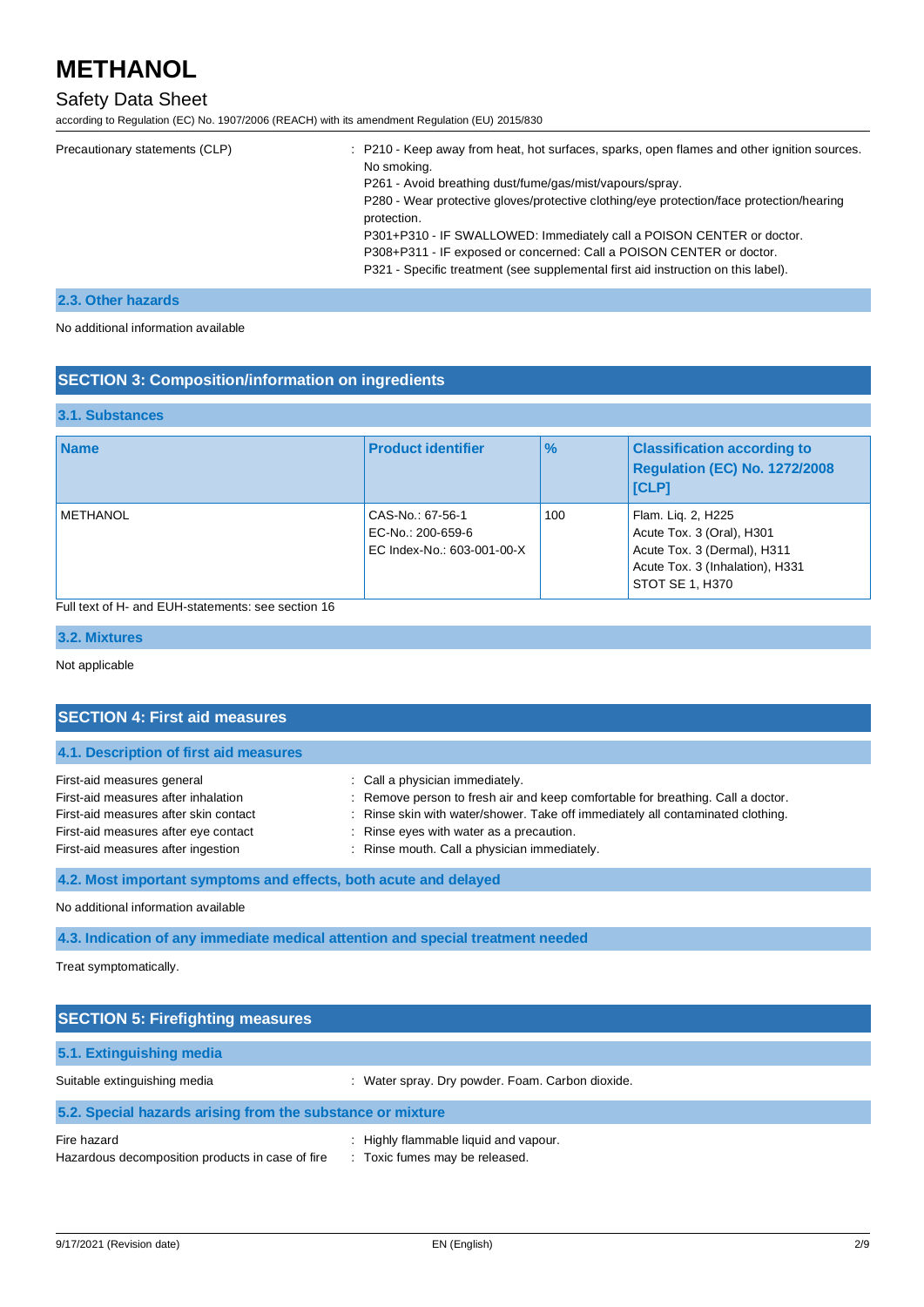Precautionary statements (CLP) : P210 - Keep away from heat, hot surfaces, sparks, open flames and other ignition sources. No smoking.
P261 - Avoid breathing dust/fume/gas/mist/vapours/spray.
P280 - Wear protective gloves/protective clothing/eye protection/face protection/hearing protection.
P301+P310 - IF SWALLOWED: Immediately call a POISON CENTER or doctor.
P308+P311 - IF exposed or concerned: Call a POISON CENTER or doctor.
P321 - Specific treatment (see supplemental first aid instruction on this label).

### 2.3. Other hazards

No additional information available

## SECTION 3: Composition/information on ingredients

### 3.1. Substances

| Name | Product identifier | % | Classification according to Regulation (EC) No. 1272/2008 [CLP] |
|---|---|---|---|
| METHANOL | CAS-No.: 67-56-1<br>EC-No.: 200-659-6<br>EC Index-No.: 603-001-00-X | 100 | Flam. Liq. 2, H225<br>Acute Tox. 3 (Oral), H301<br>Acute Tox. 3 (Dermal), H311<br>Acute Tox. 3 (Inhalation), H331<br>STOT SE 1, H370 |

Full text of H- and EUH-statements: see section 16

### 3.2. Mixtures

Not applicable

## SECTION 4: First aid measures

### 4.1. Description of first aid measures

First-aid measures general : Call a physician immediately.
First-aid measures after inhalation : Remove person to fresh air and keep comfortable for breathing. Call a doctor.
First-aid measures after skin contact : Rinse skin with water/shower. Take off immediately all contaminated clothing.
First-aid measures after eye contact : Rinse eyes with water as a precaution.
First-aid measures after ingestion : Rinse mouth. Call a physician immediately.

### 4.2. Most important symptoms and effects, both acute and delayed

No additional information available

### 4.3. Indication of any immediate medical attention and special treatment needed

Treat symptomatically.

## SECTION 5: Firefighting measures

### 5.1. Extinguishing media

Suitable extinguishing media : Water spray. Dry powder. Foam. Carbon dioxide.

### 5.2. Special hazards arising from the substance or mixture

Fire hazard : Highly flammable liquid and vapour.
Hazardous decomposition products in case of fire : Toxic fumes may be released.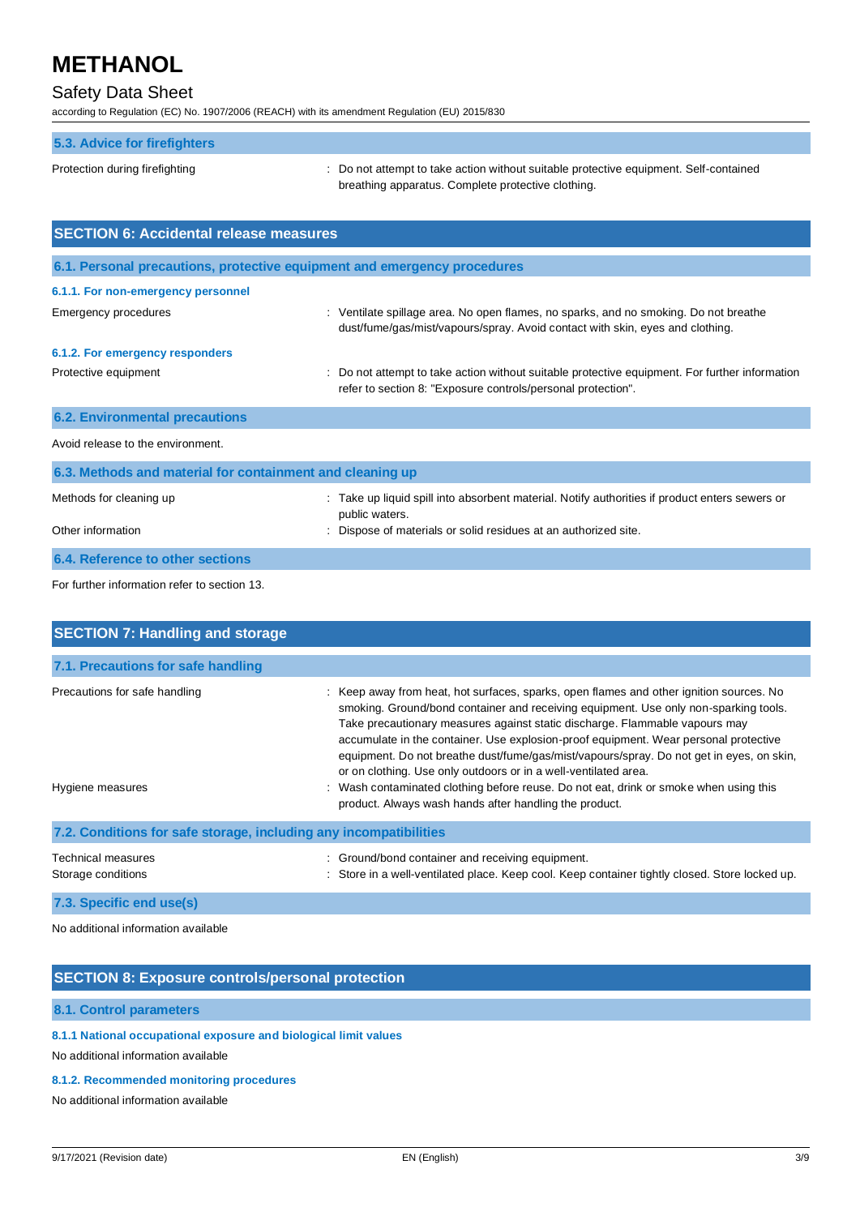### 5.3. Advice for firefighters

Protection during firefighting : Do not attempt to take action without suitable protective equipment. Self-contained breathing apparatus. Complete protective clothing.

## SECTION 6: Accidental release measures

### 6.1. Personal precautions, protective equipment and emergency procedures

#### 6.1.1. For non-emergency personnel

Emergency procedures : Ventilate spillage area. No open flames, no sparks, and no smoking. Do not breathe dust/fume/gas/mist/vapours/spray. Avoid contact with skin, eyes and clothing.

#### 6.1.2. For emergency responders

Protective equipment : Do not attempt to take action without suitable protective equipment. For further information refer to section 8: "Exposure controls/personal protection".

### 6.2. Environmental precautions

Avoid release to the environment.

### 6.3. Methods and material for containment and cleaning up

Methods for cleaning up : Take up liquid spill into absorbent material. Notify authorities if product enters sewers or public waters.

Other information : Dispose of materials or solid residues at an authorized site.

### 6.4. Reference to other sections

For further information refer to section 13.

## SECTION 7: Handling and storage

### 7.1. Precautions for safe handling

Precautions for safe handling : Keep away from heat, hot surfaces, sparks, open flames and other ignition sources. No smoking. Ground/bond container and receiving equipment. Use only non-sparking tools. Take precautionary measures against static discharge. Flammable vapours may accumulate in the container. Use explosion-proof equipment. Wear personal protective equipment. Do not breathe dust/fume/gas/mist/vapours/spray. Do not get in eyes, on skin, or on clothing. Use only outdoors or in a well-ventilated area.

Hygiene measures : Wash contaminated clothing before reuse. Do not eat, drink or smoke when using this product. Always wash hands after handling the product.

### 7.2. Conditions for safe storage, including any incompatibilities

Technical measures : Ground/bond container and receiving equipment.

Storage conditions : Store in a well-ventilated place. Keep cool. Keep container tightly closed. Store locked up.

### 7.3. Specific end use(s)

No additional information available

## SECTION 8: Exposure controls/personal protection

### 8.1. Control parameters

#### 8.1.1 National occupational exposure and biological limit values

No additional information available

#### 8.1.2. Recommended monitoring procedures

No additional information available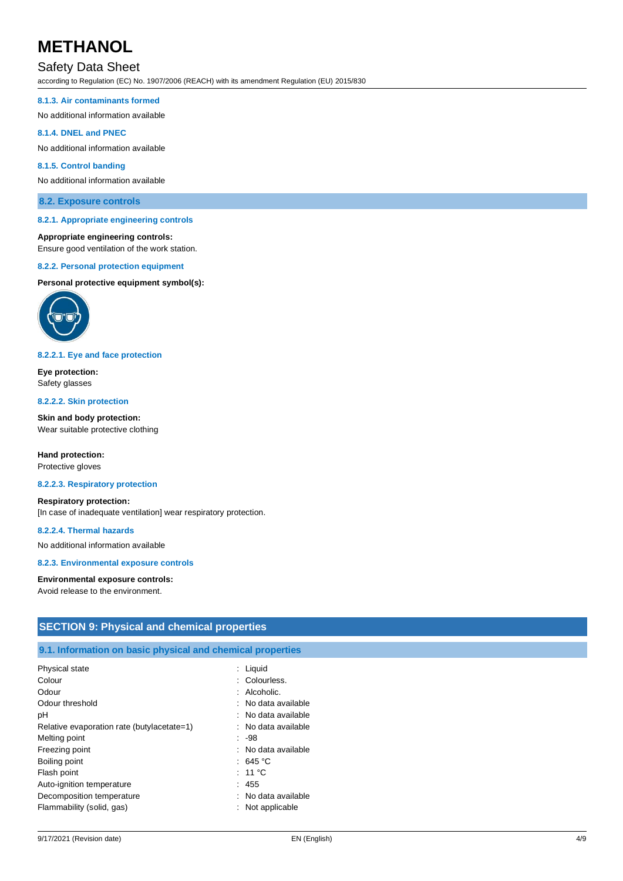#### 8.1.3. Air contaminants formed

No additional information available

#### 8.1.4. DNEL and PNEC

No additional information available

#### 8.1.5. Control banding

No additional information available

### 8.2. Exposure controls

#### 8.2.1. Appropriate engineering controls

**Appropriate engineering controls:**
Ensure good ventilation of the work station.

#### 8.2.2. Personal protection equipment

**Personal protective equipment symbol(s):**

#### 8.2.2.1. Eye and face protection

**Eye protection:**
Safety glasses

#### 8.2.2.2. Skin protection

**Skin and body protection:**
Wear suitable protective clothing

**Hand protection:**
Protective gloves

#### 8.2.2.3. Respiratory protection

**Respiratory protection:**
[In case of inadequate ventilation] wear respiratory protection.

#### 8.2.2.4. Thermal hazards

No additional information available

#### 8.2.3. Environmental exposure controls

**Environmental exposure controls:**
Avoid release to the environment.

## SECTION 9: Physical and chemical properties

### 9.1. Information on basic physical and chemical properties

| Property | Value |
|---|---|
| Physical state | Liquid |
| Colour | Colourless. |
| Odour | Alcoholic. |
| Odour threshold | No data available |
| pH | No data available |
| Relative evaporation rate (butylacetate=1) | No data available |
| Melting point | -98 |
| Freezing point | No data available |
| Boiling point | 645 °C |
| Flash point | 11 °C |
| Auto-ignition temperature | 455 |
| Decomposition temperature | No data available |
| Flammability (solid, gas) | Not applicable |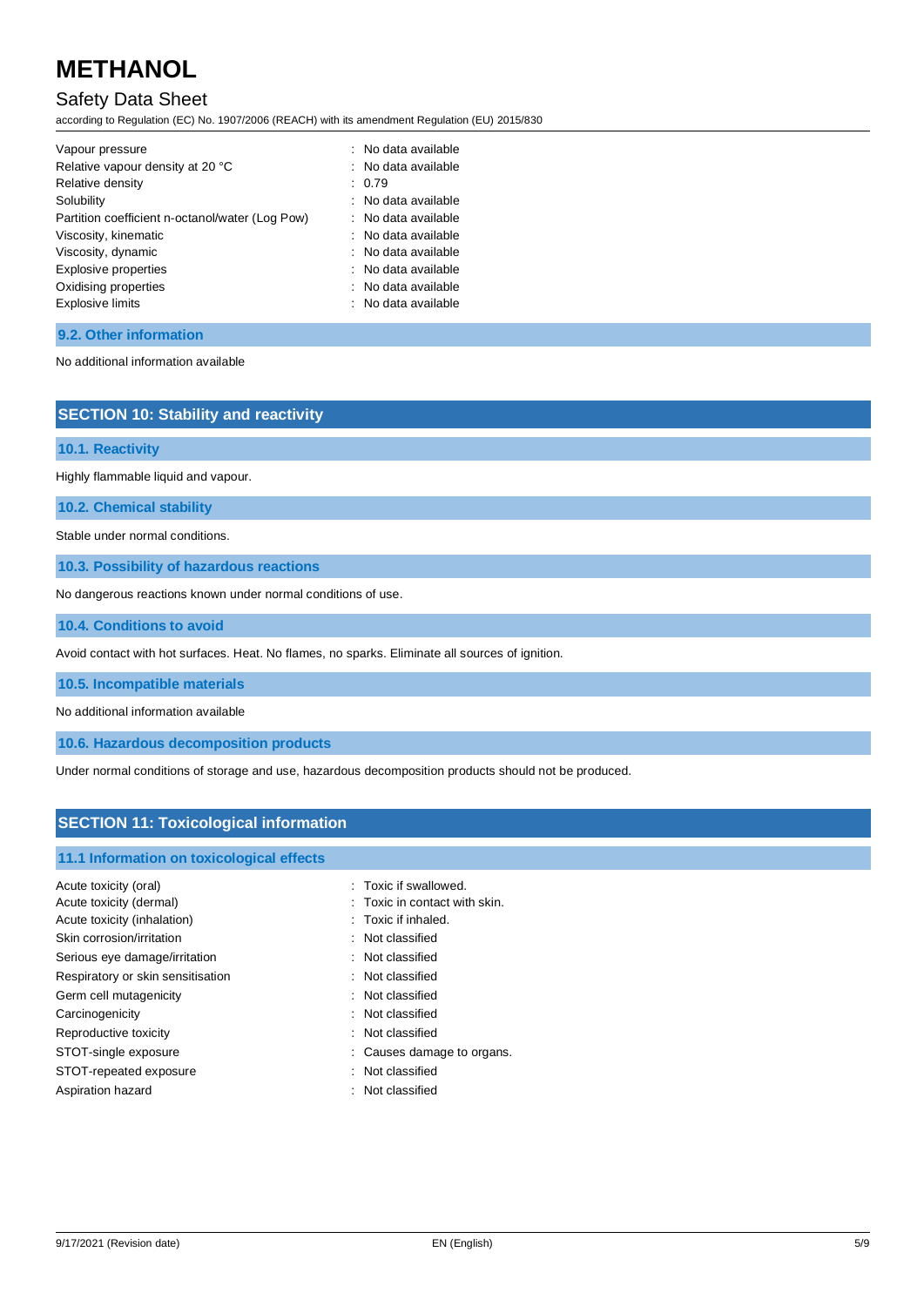| | |
|---|---|
| Vapour pressure | : No data available |
| Relative vapour density at 20 °C | : No data available |
| Relative density | : 0.79 |
| Solubility | : No data available |
| Partition coefficient n-octanol/water (Log Pow) | : No data available |
| Viscosity, kinematic | : No data available |
| Viscosity, dynamic | : No data available |
| Explosive properties | : No data available |
| Oxidising properties | : No data available |
| Explosive limits | : No data available |

### 9.2. Other information

No additional information available

## SECTION 10: Stability and reactivity

### 10.1. Reactivity

Highly flammable liquid and vapour.

### 10.2. Chemical stability

Stable under normal conditions.

### 10.3. Possibility of hazardous reactions

No dangerous reactions known under normal conditions of use.

### 10.4. Conditions to avoid

Avoid contact with hot surfaces. Heat. No flames, no sparks. Eliminate all sources of ignition.

### 10.5. Incompatible materials

No additional information available

### 10.6. Hazardous decomposition products

Under normal conditions of storage and use, hazardous decomposition products should not be produced.

## SECTION 11: Toxicological information

### 11.1 Information on toxicological effects

| | |
|---|---|
| Acute toxicity (oral) | : Toxic if swallowed. |
| Acute toxicity (dermal) | : Toxic in contact with skin. |
| Acute toxicity (inhalation) | : Toxic if inhaled. |
| Skin corrosion/irritation | : Not classified |
| Serious eye damage/irritation | : Not classified |
| Respiratory or skin sensitisation | : Not classified |
| Germ cell mutagenicity | : Not classified |
| Carcinogenicity | : Not classified |
| Reproductive toxicity | : Not classified |
| STOT-single exposure | : Causes damage to organs. |
| STOT-repeated exposure | : Not classified |
| Aspiration hazard | : Not classified |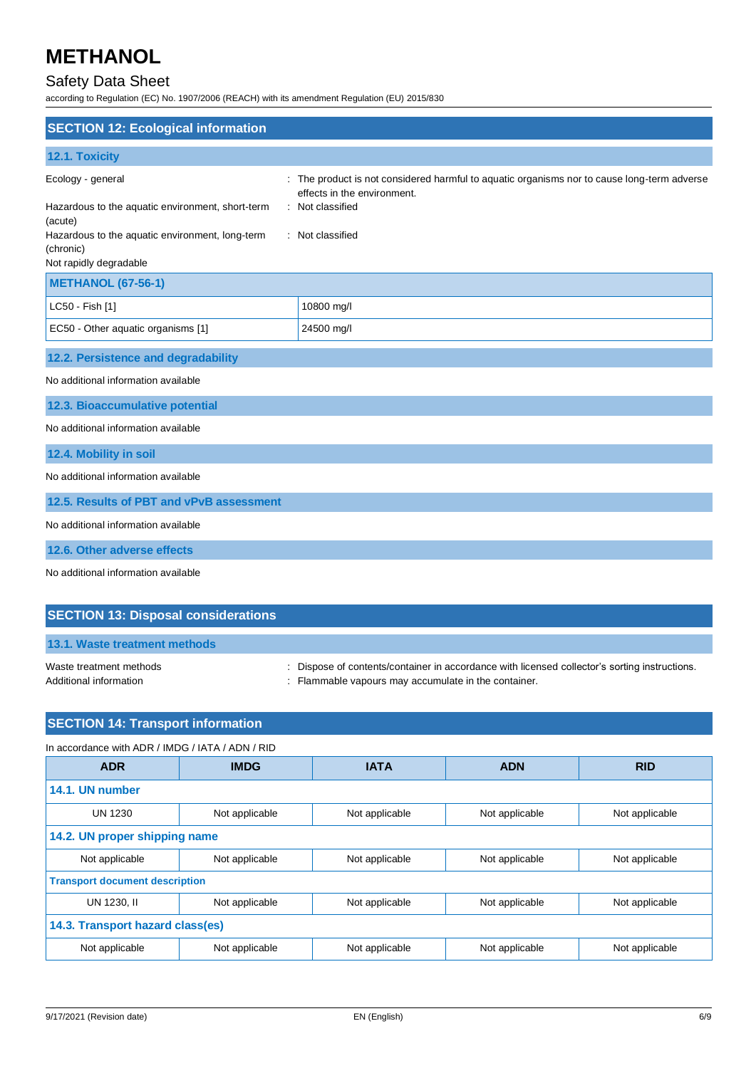# METHANOL

## Safety Data Sheet

according to Regulation (EC) No. 1907/2006 (REACH) with its amendment Regulation (EU) 2015/830

## SECTION 12: Ecological information

### 12.1. Toxicity

Ecology - general : The product is not considered harmful to aquatic organisms nor to cause long-term adverse effects in the environment.

Hazardous to the aquatic environment, short-term (acute) : Not classified

Hazardous to the aquatic environment, long-term (chronic) : Not classified

Not rapidly degradable

| METHANOL (67-56-1) | |
|---|---|
| LC50 - Fish [1] | 10800 mg/l |
| EC50 - Other aquatic organisms [1] | 24500 mg/l |

### 12.2. Persistence and degradability

No additional information available

### 12.3. Bioaccumulative potential

No additional information available

### 12.4. Mobility in soil

No additional information available

### 12.5. Results of PBT and vPvB assessment

No additional information available

### 12.6. Other adverse effects

No additional information available

## SECTION 13: Disposal considerations

### 13.1. Waste treatment methods

Waste treatment methods : Dispose of contents/container in accordance with licensed collector's sorting instructions.

Additional information : Flammable vapours may accumulate in the container.

## SECTION 14: Transport information

In accordance with ADR / IMDG / IATA / ADN / RID

| ADR | IMDG | IATA | ADN | RID |
|---|---|---|---|---|
| **14.1. UN number** | | | | |
| UN 1230 | Not applicable | Not applicable | Not applicable | Not applicable |
| **14.2. UN proper shipping name** | | | | |
| Not applicable | Not applicable | Not applicable | Not applicable | Not applicable |
| **Transport document description** | | | | |
| UN 1230, II | Not applicable | Not applicable | Not applicable | Not applicable |
| **14.3. Transport hazard class(es)** | | | | |
| Not applicable | Not applicable | Not applicable | Not applicable | Not applicable |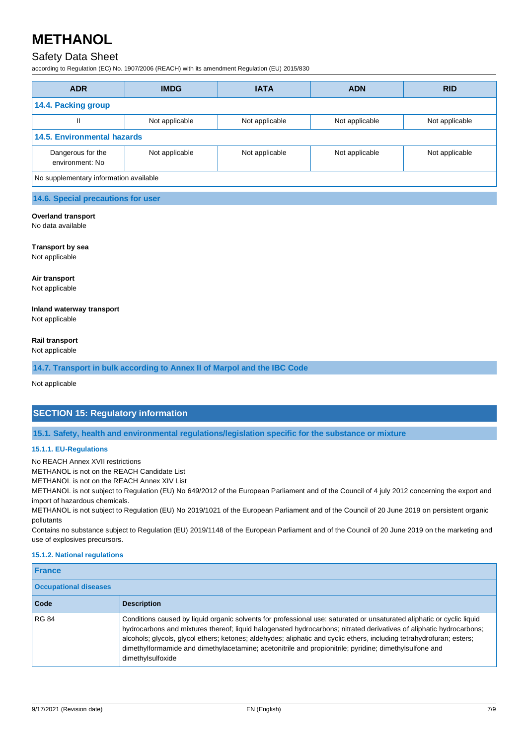| ADR | IMDG | IATA | ADN | RID |
|---|---|---|---|---|
| **14.4. Packing group** | | | | |
| II | Not applicable | Not applicable | Not applicable | Not applicable |
| **14.5. Environmental hazards** | | | | |
| Dangerous for the environment: No | Not applicable | Not applicable | Not applicable | Not applicable |
| No supplementary information available | | | | |

### 14.6. Special precautions for user

**Overland transport**

No data available

**Transport by sea**

Not applicable

**Air transport**

Not applicable

**Inland waterway transport**

Not applicable

**Rail transport**

Not applicable

### 14.7. Transport in bulk according to Annex II of Marpol and the IBC Code

Not applicable

## SECTION 15: Regulatory information

### 15.1. Safety, health and environmental regulations/legislation specific for the substance or mixture

#### 15.1.1. EU-Regulations

No REACH Annex XVII restrictions

METHANOL is not on the REACH Candidate List

METHANOL is not on the REACH Annex XIV List

METHANOL is not subject to Regulation (EU) No 649/2012 of the European Parliament and of the Council of 4 july 2012 concerning the export and import of hazardous chemicals.

METHANOL is not subject to Regulation (EU) No 2019/1021 of the European Parliament and of the Council of 20 June 2019 on persistent organic pollutants

Contains no substance subject to Regulation (EU) 2019/1148 of the European Parliament and of the Council of 20 June 2019 on the marketing and use of explosives precursors.

#### 15.1.2. National regulations

| France | |
|---|---|
| **Occupational diseases** | |
| **Code** | **Description** |
| RG 84 | Conditions caused by liquid organic solvents for professional use: saturated or unsaturated aliphatic or cyclic liquid hydrocarbons and mixtures thereof; liquid halogenated hydrocarbons; nitrated derivatives of aliphatic hydrocarbons; alcohols; glycols, glycol ethers; ketones; aldehydes; aliphatic and cyclic ethers, including tetrahydrofuran; esters; dimethylformamide and dimethylacetamine; acetonitrile and propionitrile; pyridine; dimethylsulfone and dimethylsulfoxide |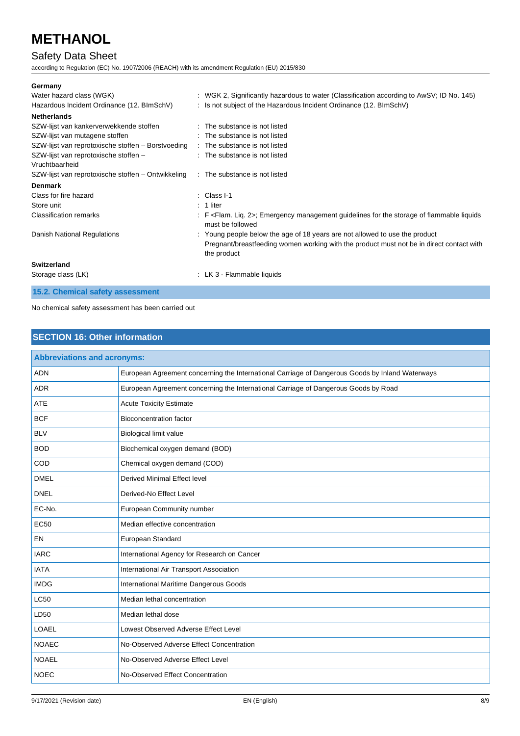**Germany**

Water hazard class (WGK) : WGK 2, Significantly hazardous to water (Classification according to AwSV; ID No. 145)

Hazardous Incident Ordinance (12. BImSchV) : Is not subject of the Hazardous Incident Ordinance (12. BImSchV)

**Netherlands**

SZW-lijst van kankerverwekkende stoffen : The substance is not listed

SZW-lijst van mutagene stoffen : The substance is not listed

SZW-lijst van reprotoxische stoffen – Borstvoeding : The substance is not listed

SZW-lijst van reprotoxische stoffen – Vruchtbaarheid : The substance is not listed

SZW-lijst van reprotoxische stoffen – Ontwikkeling : The substance is not listed

**Denmark**

Class for fire hazard : Class I-1

Store unit : 1 liter

Classification remarks : F <Flam. Liq. 2>; Emergency management guidelines for the storage of flammable liquids must be followed

Danish National Regulations : Young people below the age of 18 years are not allowed to use the product
Pregnant/breastfeeding women working with the product must not be in direct contact with the product

**Switzerland**

Storage class (LK) : LK 3 - Flammable liquids

### 15.2. Chemical safety assessment

No chemical safety assessment has been carried out

## SECTION 16: Other information

| Abbreviations and acronyms: | |
|---|---|
| ADN | European Agreement concerning the International Carriage of Dangerous Goods by Inland Waterways |
| ADR | European Agreement concerning the International Carriage of Dangerous Goods by Road |
| ATE | Acute Toxicity Estimate |
| BCF | Bioconcentration factor |
| BLV | Biological limit value |
| BOD | Biochemical oxygen demand (BOD) |
| COD | Chemical oxygen demand (COD) |
| DMEL | Derived Minimal Effect level |
| DNEL | Derived-No Effect Level |
| EC-No. | European Community number |
| EC50 | Median effective concentration |
| EN | European Standard |
| IARC | International Agency for Research on Cancer |
| IATA | International Air Transport Association |
| IMDG | International Maritime Dangerous Goods |
| LC50 | Median lethal concentration |
| LD50 | Median lethal dose |
| LOAEL | Lowest Observed Adverse Effect Level |
| NOAEC | No-Observed Adverse Effect Concentration |
| NOAEL | No-Observed Adverse Effect Level |
| NOEC | No-Observed Effect Concentration |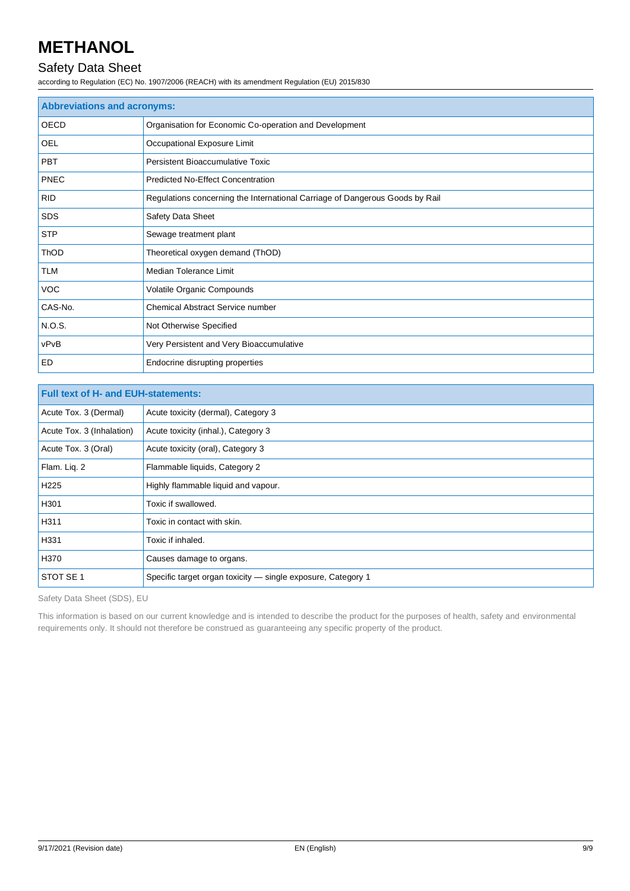| Abbreviations and acronyms: | |
| --- | --- |
| OECD | Organisation for Economic Co-operation and Development |
| OEL | Occupational Exposure Limit |
| PBT | Persistent Bioaccumulative Toxic |
| PNEC | Predicted No-Effect Concentration |
| RID | Regulations concerning the International Carriage of Dangerous Goods by Rail |
| SDS | Safety Data Sheet |
| STP | Sewage treatment plant |
| ThOD | Theoretical oxygen demand (ThOD) |
| TLM | Median Tolerance Limit |
| VOC | Volatile Organic Compounds |
| CAS-No. | Chemical Abstract Service number |
| N.O.S. | Not Otherwise Specified |
| vPvB | Very Persistent and Very Bioaccumulative |
| ED | Endocrine disrupting properties |

| Full text of H- and EUH-statements: | |
| --- | --- |
| Acute Tox. 3 (Dermal) | Acute toxicity (dermal), Category 3 |
| Acute Tox. 3 (Inhalation) | Acute toxicity (inhal.), Category 3 |
| Acute Tox. 3 (Oral) | Acute toxicity (oral), Category 3 |
| Flam. Liq. 2 | Flammable liquids, Category 2 |
| H225 | Highly flammable liquid and vapour. |
| H301 | Toxic if swallowed. |
| H311 | Toxic in contact with skin. |
| H331 | Toxic if inhaled. |
| H370 | Causes damage to organs. |
| STOT SE 1 | Specific target organ toxicity — single exposure, Category 1 |

Safety Data Sheet (SDS), EU

This information is based on our current knowledge and is intended to describe the product for the purposes of health, safety and environmental requirements only. It should not therefore be construed as guaranteeing any specific property of the product.